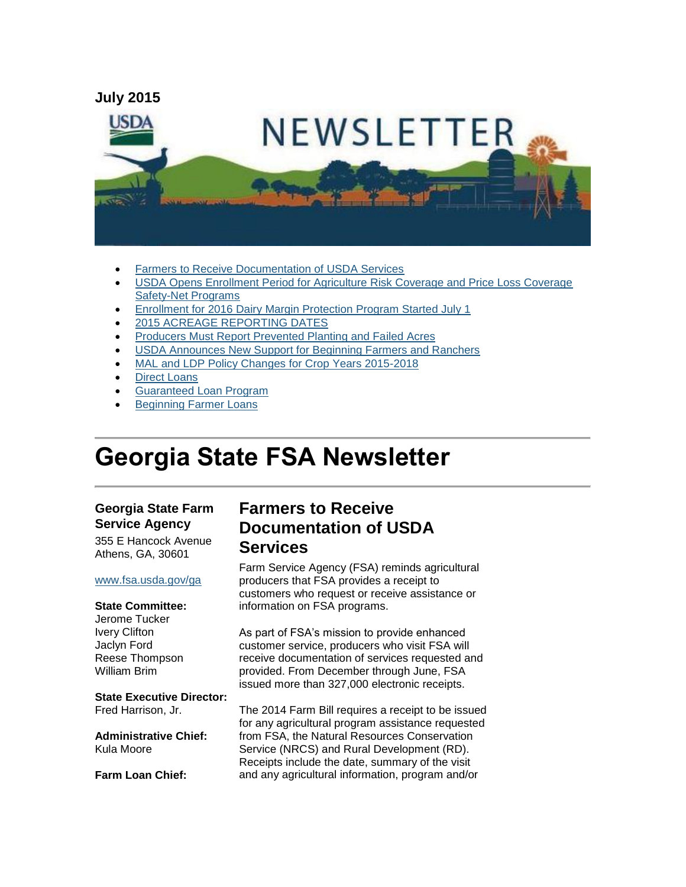**July 2015**

- Farmers to Receive Documentation of USDA Services
- USDA Opens Enrollment Period for Agriculture Risk Coverage and Price Loss Coverage Safety-Net Programs
- Enrollment for 2016 Dairy Margin Protection Program Started July 1
- 2015 ACREAGE REPORTING DATES
- Producers Must Report Prevented Planting and Failed Acres
- USDA Announces New Support for Beginning Farmers and Ranchers
- MAL and LDP Policy Changes for Crop Years 2015-2018
- Direct Loans
- Guaranteed Loan Program
- Beginning Farmer Loans

# Georgia State FSA Newsletter

**Georgia State Farm Service Agency**
355 E Hancock Avenue
Athens, GA, 30601

www.fsa.usda.gov/ga

**State Committee:**
Jerome Tucker
Ivery Clifton
Jaclyn Ford
Reese Thompson
William Brim

**State Executive Director:**
Fred Harrison, Jr.

**Administrative Chief:**
Kula Moore

**Farm Loan Chief:**

## Farmers to Receive Documentation of USDA Services

Farm Service Agency (FSA) reminds agricultural producers that FSA provides a receipt to customers who request or receive assistance or information on FSA programs.

As part of FSA's mission to provide enhanced customer service, producers who visit FSA will receive documentation of services requested and provided. From December through June, FSA issued more than 327,000 electronic receipts.

The 2014 Farm Bill requires a receipt to be issued for any agricultural program assistance requested from FSA, the Natural Resources Conservation Service (NRCS) and Rural Development (RD). Receipts include the date, summary of the visit and any agricultural information, program and/or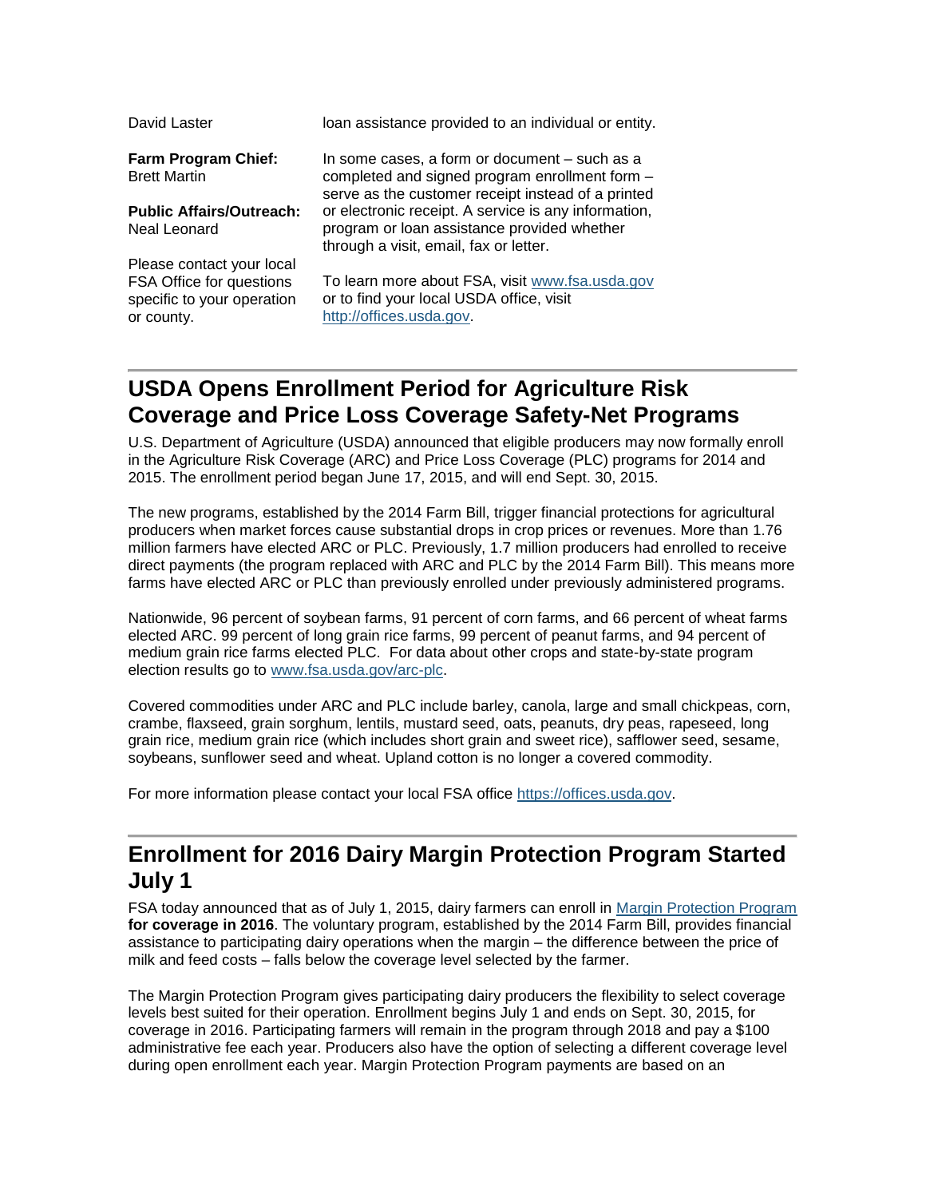David Laster

**Farm Program Chief:**
Brett Martin

**Public Affairs/Outreach:**
Neal Leonard

Please contact your local FSA Office for questions specific to your operation or county.

loan assistance provided to an individual or entity.

In some cases, a form or document – such as a completed and signed program enrollment form – serve as the customer receipt instead of a printed or electronic receipt. A service is any information, program or loan assistance provided whether through a visit, email, fax or letter.

To learn more about FSA, visit [www.fsa.usda.gov](http://www.fsa.usda.gov) or to find your local USDA office, visit [http://offices.usda.gov](http://offices.usda.gov).

## USDA Opens Enrollment Period for Agriculture Risk Coverage and Price Loss Coverage Safety-Net Programs

U.S. Department of Agriculture (USDA) announced that eligible producers may now formally enroll in the Agriculture Risk Coverage (ARC) and Price Loss Coverage (PLC) programs for 2014 and 2015. The enrollment period began June 17, 2015, and will end Sept. 30, 2015.

The new programs, established by the 2014 Farm Bill, trigger financial protections for agricultural producers when market forces cause substantial drops in crop prices or revenues. More than 1.76 million farmers have elected ARC or PLC. Previously, 1.7 million producers had enrolled to receive direct payments (the program replaced with ARC and PLC by the 2014 Farm Bill). This means more farms have elected ARC or PLC than previously enrolled under previously administered programs.

Nationwide, 96 percent of soybean farms, 91 percent of corn farms, and 66 percent of wheat farms elected ARC. 99 percent of long grain rice farms, 99 percent of peanut farms, and 94 percent of medium grain rice farms elected PLC. For data about other crops and state-by-state program election results go to [www.fsa.usda.gov/arc-plc](http://www.fsa.usda.gov/arc-plc).

Covered commodities under ARC and PLC include barley, canola, large and small chickpeas, corn, crambe, flaxseed, grain sorghum, lentils, mustard seed, oats, peanuts, dry peas, rapeseed, long grain rice, medium grain rice (which includes short grain and sweet rice), safflower seed, sesame, soybeans, sunflower seed and wheat. Upland cotton is no longer a covered commodity.

For more information please contact your local FSA office [https://offices.usda.gov](https://offices.usda.gov).

## Enrollment for 2016 Dairy Margin Protection Program Started July 1

FSA today announced that as of July 1, 2015, dairy farmers can enroll in [Margin Protection Program](#) **for coverage in 2016**. The voluntary program, established by the 2014 Farm Bill, provides financial assistance to participating dairy operations when the margin – the difference between the price of milk and feed costs – falls below the coverage level selected by the farmer.

The Margin Protection Program gives participating dairy producers the flexibility to select coverage levels best suited for their operation. Enrollment begins July 1 and ends on Sept. 30, 2015, for coverage in 2016. Participating farmers will remain in the program through 2018 and pay a $100 administrative fee each year. Producers also have the option of selecting a different coverage level during open enrollment each year. Margin Protection Program payments are based on an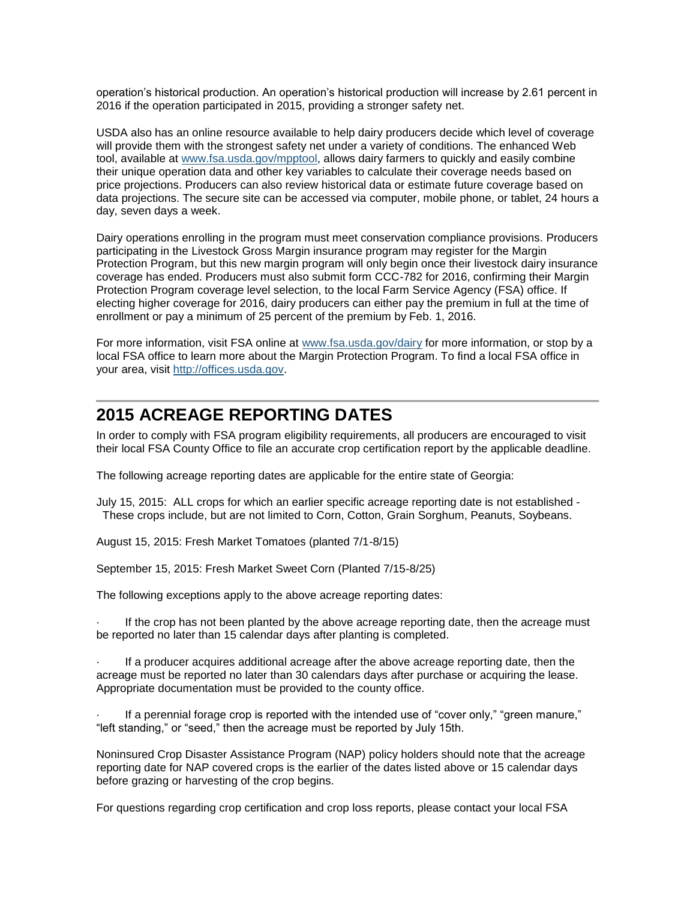operation's historical production. An operation's historical production will increase by 2.61 percent in 2016 if the operation participated in 2015, providing a stronger safety net.

USDA also has an online resource available to help dairy producers decide which level of coverage will provide them with the strongest safety net under a variety of conditions. The enhanced Web tool, available at [www.fsa.usda.gov/mpptool](http://www.fsa.usda.gov/mpptool), allows dairy farmers to quickly and easily combine their unique operation data and other key variables to calculate their coverage needs based on price projections. Producers can also review historical data or estimate future coverage based on data projections. The secure site can be accessed via computer, mobile phone, or tablet, 24 hours a day, seven days a week.

Dairy operations enrolling in the program must meet conservation compliance provisions. Producers participating in the Livestock Gross Margin insurance program may register for the Margin Protection Program, but this new margin program will only begin once their livestock dairy insurance coverage has ended. Producers must also submit form CCC-782 for 2016, confirming their Margin Protection Program coverage level selection, to the local Farm Service Agency (FSA) office. If electing higher coverage for 2016, dairy producers can either pay the premium in full at the time of enrollment or pay a minimum of 25 percent of the premium by Feb. 1, 2016.

For more information, visit FSA online at [www.fsa.usda.gov/dairy](http://www.fsa.usda.gov/dairy) for more information, or stop by a local FSA office to learn more about the Margin Protection Program. To find a local FSA office in your area, visit [http://offices.usda.gov](http://offices.usda.gov).

---

## 2015 ACREAGE REPORTING DATES

In order to comply with FSA program eligibility requirements, all producers are encouraged to visit their local FSA County Office to file an accurate crop certification report by the applicable deadline.

The following acreage reporting dates are applicable for the entire state of Georgia:

July 15, 2015: ALL crops for which an earlier specific acreage reporting date is not established - These crops include, but are not limited to Corn, Cotton, Grain Sorghum, Peanuts, Soybeans.

August 15, 2015: Fresh Market Tomatoes (planted 7/1-8/15)

September 15, 2015: Fresh Market Sweet Corn (Planted 7/15-8/25)

The following exceptions apply to the above acreage reporting dates:

- If the crop has not been planted by the above acreage reporting date, then the acreage must be reported no later than 15 calendar days after planting is completed.
- If a producer acquires additional acreage after the above acreage reporting date, then the acreage must be reported no later than 30 calendars days after purchase or acquiring the lease. Appropriate documentation must be provided to the county office.
- If a perennial forage crop is reported with the intended use of "cover only," "green manure," "left standing," or "seed," then the acreage must be reported by July 15th.

Noninsured Crop Disaster Assistance Program (NAP) policy holders should note that the acreage reporting date for NAP covered crops is the earlier of the dates listed above or 15 calendar days before grazing or harvesting of the crop begins.

For questions regarding crop certification and crop loss reports, please contact your local FSA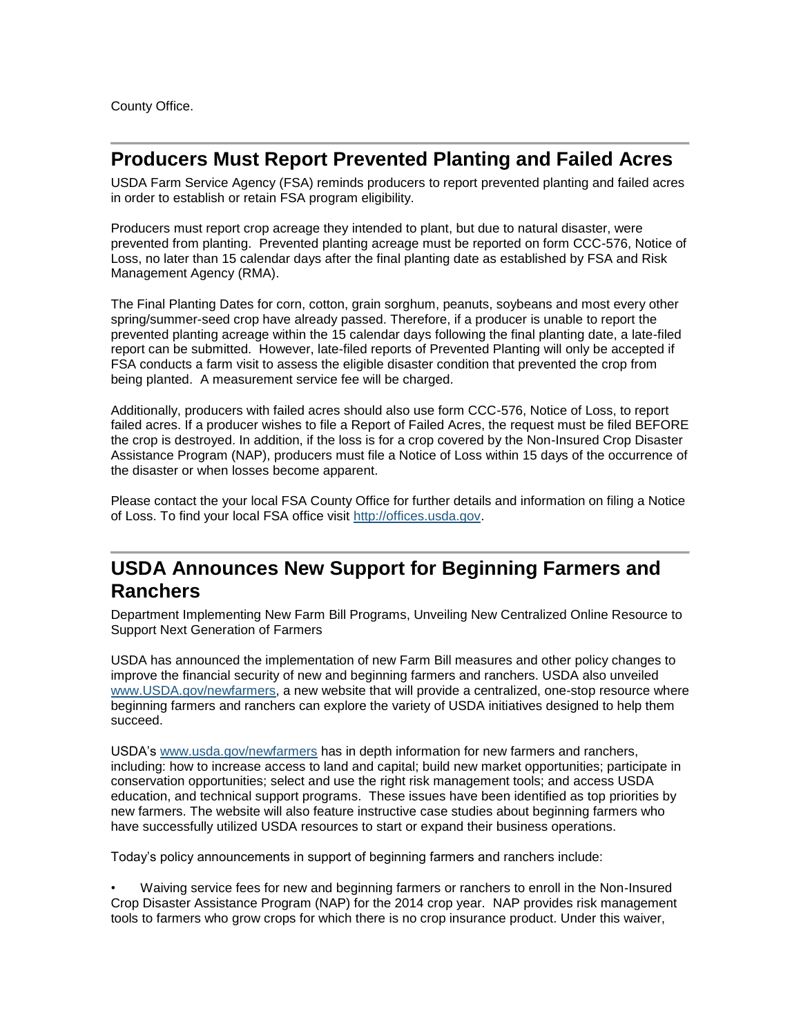County Office.

## Producers Must Report Prevented Planting and Failed Acres

USDA Farm Service Agency (FSA) reminds producers to report prevented planting and failed acres in order to establish or retain FSA program eligibility.

Producers must report crop acreage they intended to plant, but due to natural disaster, were prevented from planting. Prevented planting acreage must be reported on form CCC-576, Notice of Loss, no later than 15 calendar days after the final planting date as established by FSA and Risk Management Agency (RMA).

The Final Planting Dates for corn, cotton, grain sorghum, peanuts, soybeans and most every other spring/summer-seed crop have already passed. Therefore, if a producer is unable to report the prevented planting acreage within the 15 calendar days following the final planting date, a late-filed report can be submitted. However, late-filed reports of Prevented Planting will only be accepted if FSA conducts a farm visit to assess the eligible disaster condition that prevented the crop from being planted. A measurement service fee will be charged.

Additionally, producers with failed acres should also use form CCC-576, Notice of Loss, to report failed acres. If a producer wishes to file a Report of Failed Acres, the request must be filed BEFORE the crop is destroyed. In addition, if the loss is for a crop covered by the Non-Insured Crop Disaster Assistance Program (NAP), producers must file a Notice of Loss within 15 days of the occurrence of the disaster or when losses become apparent.

Please contact the your local FSA County Office for further details and information on filing a Notice of Loss. To find your local FSA office visit [http://offices.usda.gov](http://offices.usda.gov).

## USDA Announces New Support for Beginning Farmers and Ranchers

Department Implementing New Farm Bill Programs, Unveiling New Centralized Online Resource to Support Next Generation of Farmers

USDA has announced the implementation of new Farm Bill measures and other policy changes to improve the financial security of new and beginning farmers and ranchers. USDA also unveiled [www.USDA.gov/newfarmers](http://www.USDA.gov/newfarmers), a new website that will provide a centralized, one-stop resource where beginning farmers and ranchers can explore the variety of USDA initiatives designed to help them succeed.

USDA's [www.usda.gov/newfarmers](http://www.usda.gov/newfarmers) has in depth information for new farmers and ranchers, including: how to increase access to land and capital; build new market opportunities; participate in conservation opportunities; select and use the right risk management tools; and access USDA education, and technical support programs. These issues have been identified as top priorities by new farmers. The website will also feature instructive case studies about beginning farmers who have successfully utilized USDA resources to start or expand their business operations.

Today's policy announcements in support of beginning farmers and ranchers include:

- Waiving service fees for new and beginning farmers or ranchers to enroll in the Non-Insured Crop Disaster Assistance Program (NAP) for the 2014 crop year. NAP provides risk management tools to farmers who grow crops for which there is no crop insurance product. Under this waiver,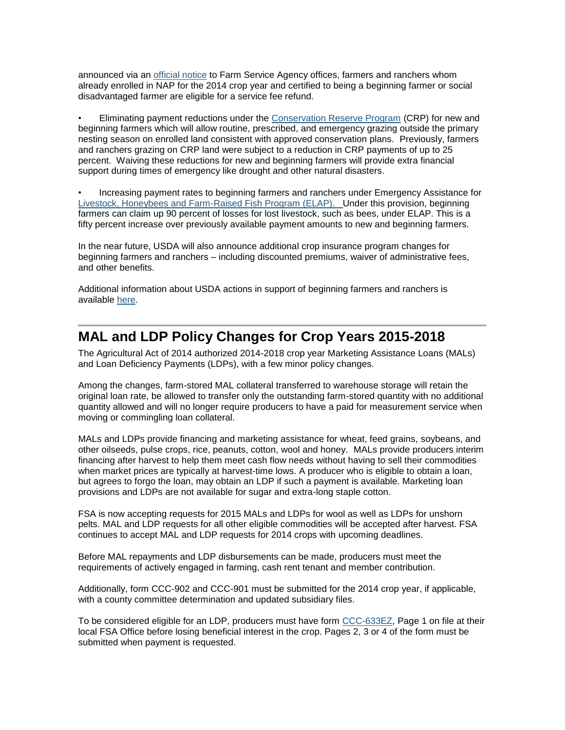announced via an official notice to Farm Service Agency offices, farmers and ranchers whom already enrolled in NAP for the 2014 crop year and certified to being a beginning farmer or social disadvantaged farmer are eligible for a service fee refund.

- Eliminating payment reductions under the Conservation Reserve Program (CRP) for new and beginning farmers which will allow routine, prescribed, and emergency grazing outside the primary nesting season on enrolled land consistent with approved conservation plans. Previously, farmers and ranchers grazing on CRP land were subject to a reduction in CRP payments of up to 25 percent. Waiving these reductions for new and beginning farmers will provide extra financial support during times of emergency like drought and other natural disasters.

- Increasing payment rates to beginning farmers and ranchers under Emergency Assistance for Livestock, Honeybees and Farm-Raised Fish Program (ELAP). Under this provision, beginning farmers can claim up 90 percent of losses for lost livestock, such as bees, under ELAP. This is a fifty percent increase over previously available payment amounts to new and beginning farmers.

In the near future, USDA will also announce additional crop insurance program changes for beginning farmers and ranchers – including discounted premiums, waiver of administrative fees, and other benefits.

Additional information about USDA actions in support of beginning farmers and ranchers is available here.

## MAL and LDP Policy Changes for Crop Years 2015-2018

The Agricultural Act of 2014 authorized 2014-2018 crop year Marketing Assistance Loans (MALs) and Loan Deficiency Payments (LDPs), with a few minor policy changes.

Among the changes, farm-stored MAL collateral transferred to warehouse storage will retain the original loan rate, be allowed to transfer only the outstanding farm-stored quantity with no additional quantity allowed and will no longer require producers to have a paid for measurement service when moving or commingling loan collateral.

MALs and LDPs provide financing and marketing assistance for wheat, feed grains, soybeans, and other oilseeds, pulse crops, rice, peanuts, cotton, wool and honey. MALs provide producers interim financing after harvest to help them meet cash flow needs without having to sell their commodities when market prices are typically at harvest-time lows. A producer who is eligible to obtain a loan, but agrees to forgo the loan, may obtain an LDP if such a payment is available. Marketing loan provisions and LDPs are not available for sugar and extra-long staple cotton.

FSA is now accepting requests for 2015 MALs and LDPs for wool as well as LDPs for unshorn pelts. MAL and LDP requests for all other eligible commodities will be accepted after harvest. FSA continues to accept MAL and LDP requests for 2014 crops with upcoming deadlines.

Before MAL repayments and LDP disbursements can be made, producers must meet the requirements of actively engaged in farming, cash rent tenant and member contribution.

Additionally, form CCC-902 and CCC-901 must be submitted for the 2014 crop year, if applicable, with a county committee determination and updated subsidiary files.

To be considered eligible for an LDP, producers must have form CCC-633EZ, Page 1 on file at their local FSA Office before losing beneficial interest in the crop. Pages 2, 3 or 4 of the form must be submitted when payment is requested.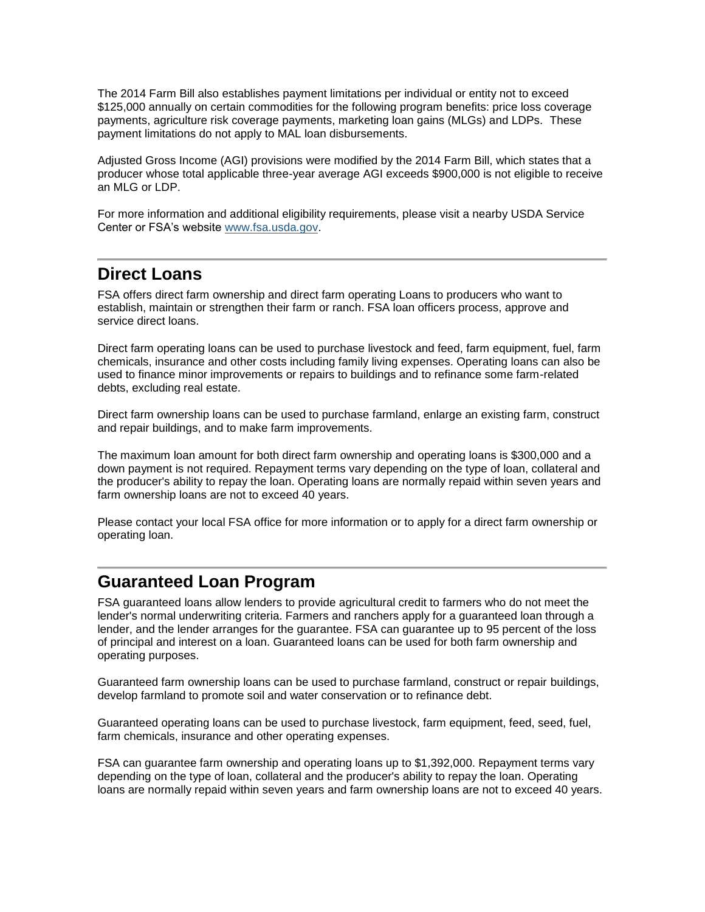The 2014 Farm Bill also establishes payment limitations per individual or entity not to exceed $125,000 annually on certain commodities for the following program benefits: price loss coverage payments, agriculture risk coverage payments, marketing loan gains (MLGs) and LDPs. These payment limitations do not apply to MAL loan disbursements.

Adjusted Gross Income (AGI) provisions were modified by the 2014 Farm Bill, which states that a producer whose total applicable three-year average AGI exceeds $900,000 is not eligible to receive an MLG or LDP.

For more information and additional eligibility requirements, please visit a nearby USDA Service Center or FSA's website [www.fsa.usda.gov](http://www.fsa.usda.gov).

---

## Direct Loans

FSA offers direct farm ownership and direct farm operating Loans to producers who want to establish, maintain or strengthen their farm or ranch. FSA loan officers process, approve and service direct loans.

Direct farm operating loans can be used to purchase livestock and feed, farm equipment, fuel, farm chemicals, insurance and other costs including family living expenses. Operating loans can also be used to finance minor improvements or repairs to buildings and to refinance some farm-related debts, excluding real estate.

Direct farm ownership loans can be used to purchase farmland, enlarge an existing farm, construct and repair buildings, and to make farm improvements.

The maximum loan amount for both direct farm ownership and operating loans is $300,000 and a down payment is not required. Repayment terms vary depending on the type of loan, collateral and the producer's ability to repay the loan. Operating loans are normally repaid within seven years and farm ownership loans are not to exceed 40 years.

Please contact your local FSA office for more information or to apply for a direct farm ownership or operating loan.

---

## Guaranteed Loan Program

FSA guaranteed loans allow lenders to provide agricultural credit to farmers who do not meet the lender's normal underwriting criteria. Farmers and ranchers apply for a guaranteed loan through a lender, and the lender arranges for the guarantee. FSA can guarantee up to 95 percent of the loss of principal and interest on a loan. Guaranteed loans can be used for both farm ownership and operating purposes.

Guaranteed farm ownership loans can be used to purchase farmland, construct or repair buildings, develop farmland to promote soil and water conservation or to refinance debt.

Guaranteed operating loans can be used to purchase livestock, farm equipment, feed, seed, fuel, farm chemicals, insurance and other operating expenses.

FSA can guarantee farm ownership and operating loans up to $1,392,000. Repayment terms vary depending on the type of loan, collateral and the producer's ability to repay the loan. Operating loans are normally repaid within seven years and farm ownership loans are not to exceed 40 years.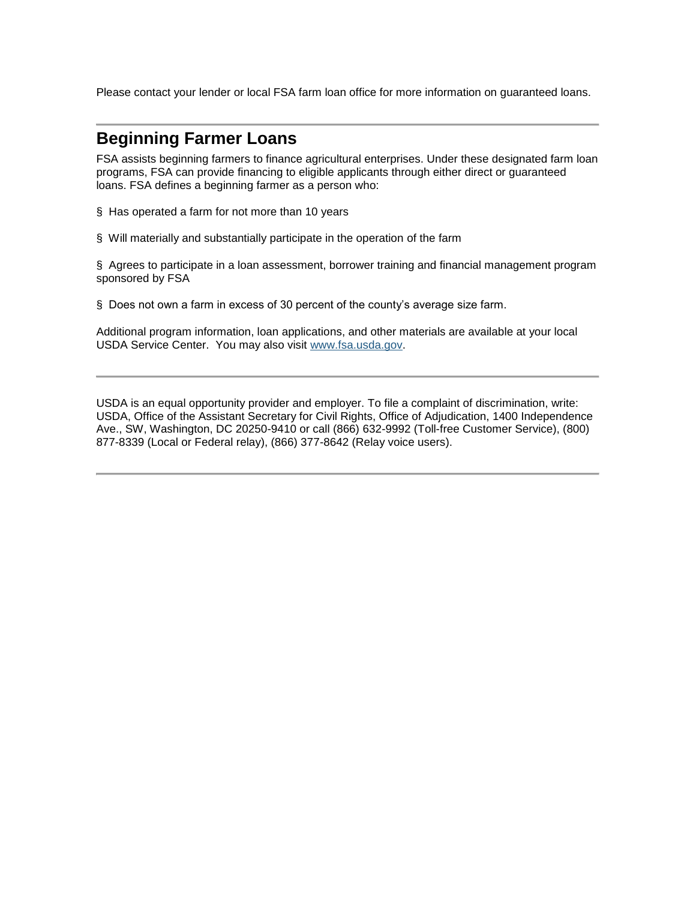Please contact your lender or local FSA farm loan office for more information on guaranteed loans.

---

## Beginning Farmer Loans

FSA assists beginning farmers to finance agricultural enterprises. Under these designated farm loan programs, FSA can provide financing to eligible applicants through either direct or guaranteed loans. FSA defines a beginning farmer as a person who:

§ Has operated a farm for not more than 10 years

§ Will materially and substantially participate in the operation of the farm

§ Agrees to participate in a loan assessment, borrower training and financial management program sponsored by FSA

§ Does not own a farm in excess of 30 percent of the county's average size farm.

Additional program information, loan applications, and other materials are available at your local USDA Service Center. You may also visit [www.fsa.usda.gov](http://www.fsa.usda.gov).

---

USDA is an equal opportunity provider and employer. To file a complaint of discrimination, write: USDA, Office of the Assistant Secretary for Civil Rights, Office of Adjudication, 1400 Independence Ave., SW, Washington, DC 20250-9410 or call (866) 632-9992 (Toll-free Customer Service), (800) 877-8339 (Local or Federal relay), (866) 377-8642 (Relay voice users).

---